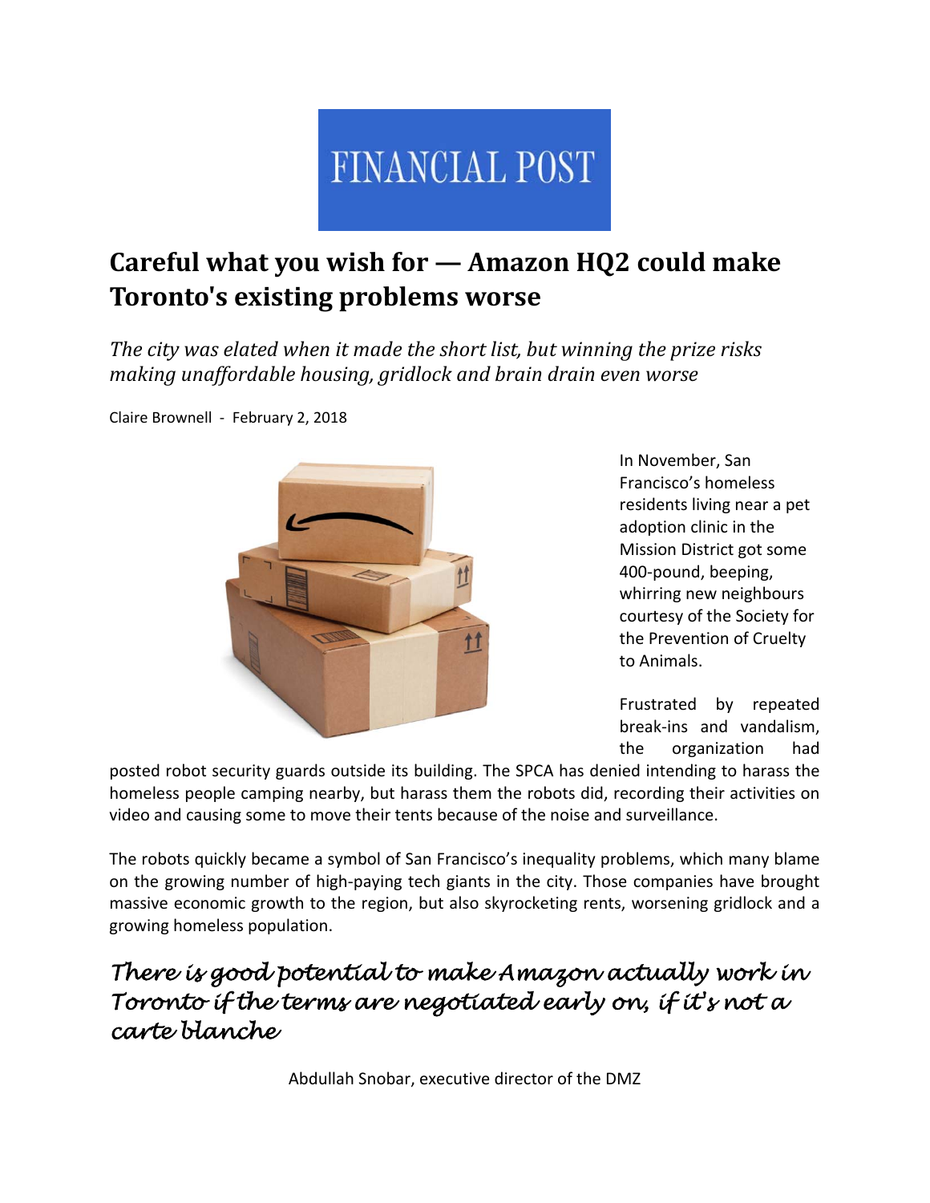FINANCIAL POST

# Careful what you wish for — Amazon HQ2 could make Toronto's existing problems worse

*The city was elated when it made the short list, but winning the prize risks making unaffordable housing, gridlock and brain drain even worse*

Claire Brownell - February 2, 2018

In November, San Francisco's homeless residents living near a pet adoption clinic in the Mission District got some 400-pound, beeping, whirring new neighbours courtesy of the Society for the Prevention of Cruelty to Animals.

Frustrated by repeated break-ins and vandalism, the organization had posted robot security guards outside its building. The SPCA has denied intending to harass the homeless people camping nearby, but harass them the robots did, recording their activities on video and causing some to move their tents because of the noise and surveillance.

The robots quickly became a symbol of San Francisco's inequality problems, which many blame on the growing number of high-paying tech giants in the city. Those companies have brought massive economic growth to the region, but also skyrocketing rents, worsening gridlock and a growing homeless population.

> *There is good potential to make Amazon actually work in Toronto if the terms are negotiated early on, if it's not a carte blanche*
>
> Abdullah Snobar, executive director of the DMZ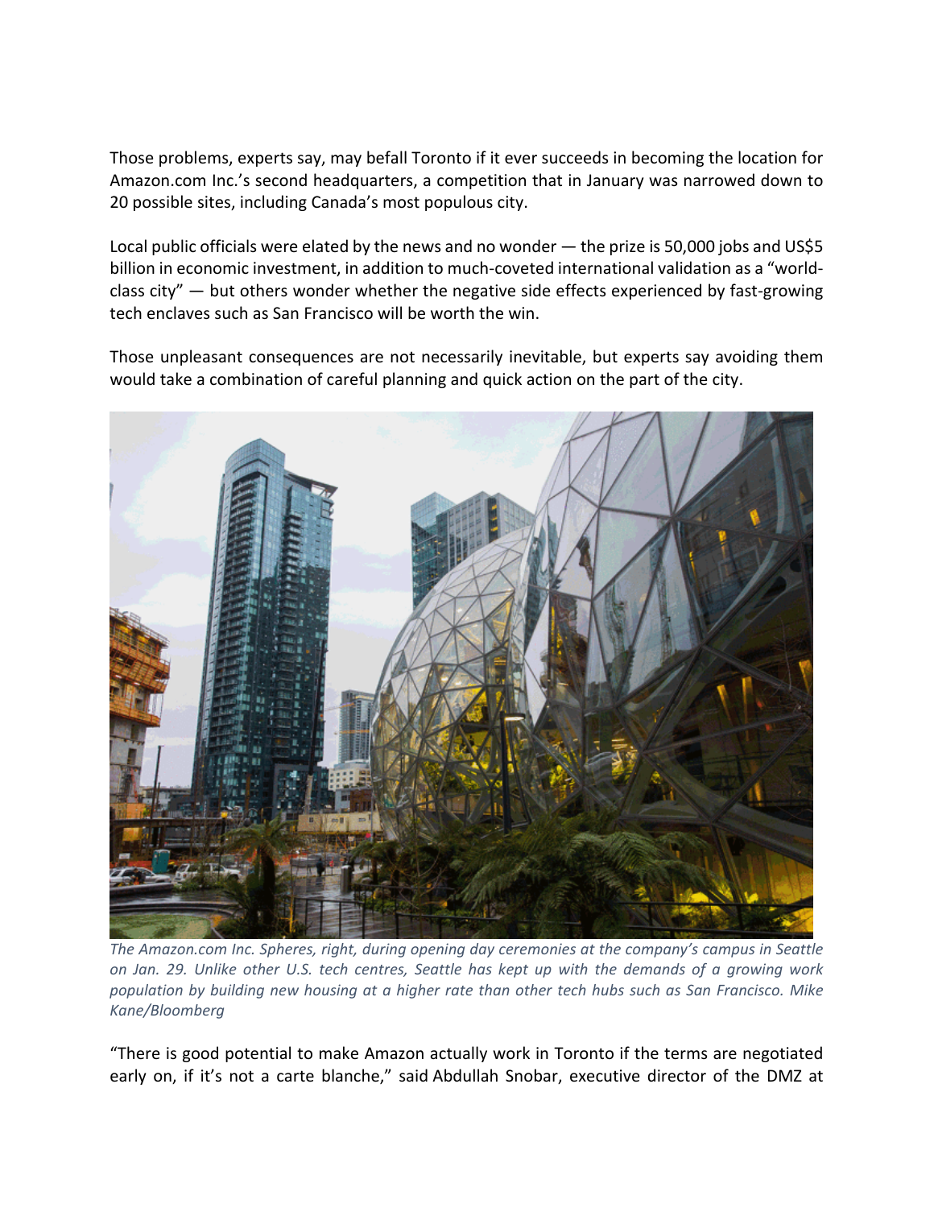Those problems, experts say, may befall Toronto if it ever succeeds in becoming the location for Amazon.com Inc.'s second headquarters, a competition that in January was narrowed down to 20 possible sites, including Canada's most populous city.

Local public officials were elated by the news and no wonder — the prize is 50,000 jobs and US$5 billion in economic investment, in addition to much-coveted international validation as a "world-class city" — but others wonder whether the negative side effects experienced by fast-growing tech enclaves such as San Francisco will be worth the win.

Those unpleasant consequences are not necessarily inevitable, but experts say avoiding them would take a combination of careful planning and quick action on the part of the city.

*The Amazon.com Inc. Spheres, right, during opening day ceremonies at the company's campus in Seattle on Jan. 29. Unlike other U.S. tech centres, Seattle has kept up with the demands of a growing work population by building new housing at a higher rate than other tech hubs such as San Francisco. Mike Kane/Bloomberg*

"There is good potential to make Amazon actually work in Toronto if the terms are negotiated early on, if it's not a carte blanche," said Abdullah Snobar, executive director of the DMZ at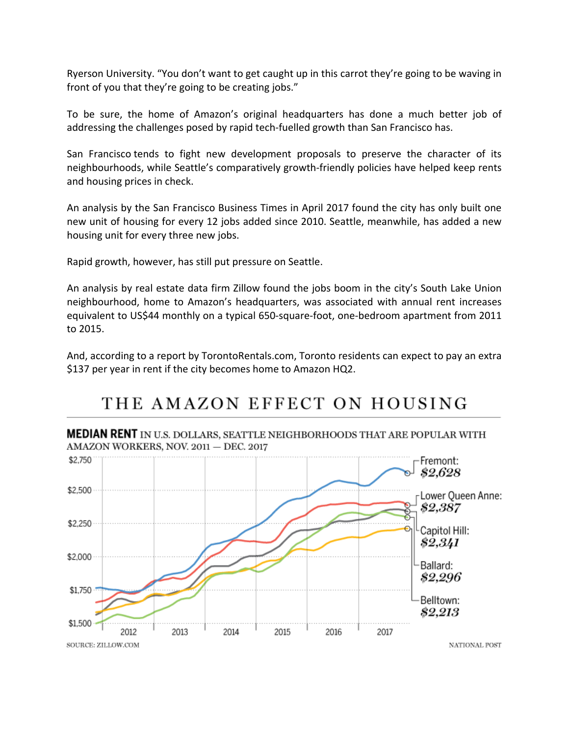Ryerson University. "You don't want to get caught up in this carrot they're going to be waving in front of you that they're going to be creating jobs."

To be sure, the home of Amazon's original headquarters has done a much better job of addressing the challenges posed by rapid tech-fuelled growth than San Francisco has.

San Francisco tends to fight new development proposals to preserve the character of its neighbourhoods, while Seattle's comparatively growth-friendly policies have helped keep rents and housing prices in check.

An analysis by the San Francisco Business Times in April 2017 found the city has only built one new unit of housing for every 12 jobs added since 2010. Seattle, meanwhile, has added a new housing unit for every three new jobs.

Rapid growth, however, has still put pressure on Seattle.

An analysis by real estate data firm Zillow found the jobs boom in the city's South Lake Union neighbourhood, home to Amazon's headquarters, was associated with annual rent increases equivalent to US$44 monthly on a typical 650-square-foot, one-bedroom apartment from 2011 to 2015.

And, according to a report by TorontoRentals.com, Toronto residents can expect to pay an extra $137 per year in rent if the city becomes home to Amazon HQ2.

## THE AMAZON EFFECT ON HOUSING

**MEDIAN RENT** IN U.S. DOLLARS, SEATTLE NEIGHBORHOODS THAT ARE POPULAR WITH AMAZON WORKERS, NOV. 2011 — DEC. 2017

- Fremont: $2,628
- Lower Queen Anne: $2,387
- Capitol Hill: $2,341
- Ballard: $2,296
- Belltown: $2,213

SOURCE: ZILLOW.COM

NATIONAL POST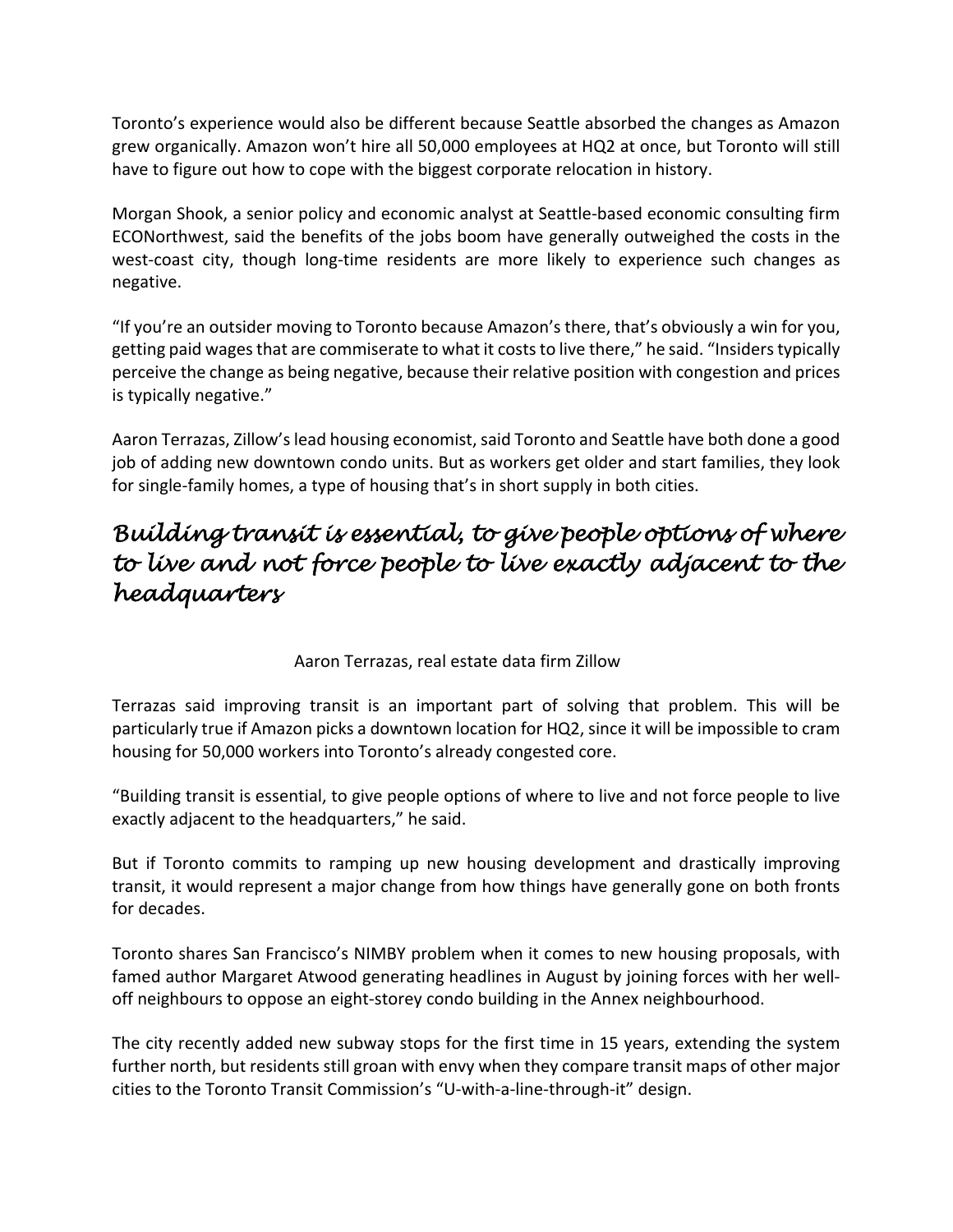Toronto’s experience would also be different because Seattle absorbed the changes as Amazon grew organically. Amazon won’t hire all 50,000 employees at HQ2 at once, but Toronto will still have to figure out how to cope with the biggest corporate relocation in history.

Morgan Shook, a senior policy and economic analyst at Seattle-based economic consulting firm ECONorthwest, said the benefits of the jobs boom have generally outweighed the costs in the west-coast city, though long-time residents are more likely to experience such changes as negative.

“If you’re an outsider moving to Toronto because Amazon’s there, that’s obviously a win for you, getting paid wages that are commiserate to what it costs to live there,” he said. “Insiders typically perceive the change as being negative, because their relative position with congestion and prices is typically negative.”

Aaron Terrazas, Zillow’s lead housing economist, said Toronto and Seattle have both done a good job of adding new downtown condo units. But as workers get older and start families, they look for single-family homes, a type of housing that’s in short supply in both cities.

> *Building transit is essential, to give people options of where to live and not force people to live exactly adjacent to the headquarters*
>
> Aaron Terrazas, real estate data firm Zillow

Terrazas said improving transit is an important part of solving that problem. This will be particularly true if Amazon picks a downtown location for HQ2, since it will be impossible to cram housing for 50,000 workers into Toronto’s already congested core.

“Building transit is essential, to give people options of where to live and not force people to live exactly adjacent to the headquarters,” he said.

But if Toronto commits to ramping up new housing development and drastically improving transit, it would represent a major change from how things have generally gone on both fronts for decades.

Toronto shares San Francisco’s NIMBY problem when it comes to new housing proposals, with famed author Margaret Atwood generating headlines in August by joining forces with her well-off neighbours to oppose an eight-storey condo building in the Annex neighbourhood.

The city recently added new subway stops for the first time in 15 years, extending the system further north, but residents still groan with envy when they compare transit maps of other major cities to the Toronto Transit Commission’s “U-with-a-line-through-it” design.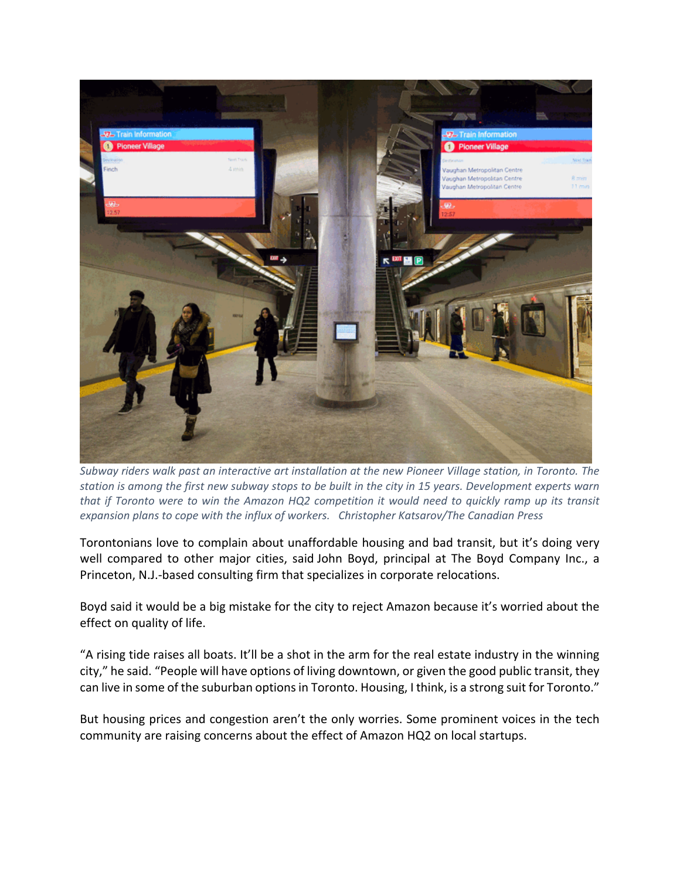*Subway riders walk past an interactive art installation at the new Pioneer Village station, in Toronto. The station is among the first new subway stops to be built in the city in 15 years. Development experts warn that if Toronto were to win the Amazon HQ2 competition it would need to quickly ramp up its transit expansion plans to cope with the influx of workers. Christopher Katsarov/The Canadian Press*

Torontonians love to complain about unaffordable housing and bad transit, but it's doing very well compared to other major cities, said John Boyd, principal at The Boyd Company Inc., a Princeton, N.J.-based consulting firm that specializes in corporate relocations.

Boyd said it would be a big mistake for the city to reject Amazon because it's worried about the effect on quality of life.

"A rising tide raises all boats. It'll be a shot in the arm for the real estate industry in the winning city," he said. "People will have options of living downtown, or given the good public transit, they can live in some of the suburban options in Toronto. Housing, I think, is a strong suit for Toronto."

But housing prices and congestion aren't the only worries. Some prominent voices in the tech community are raising concerns about the effect of Amazon HQ2 on local startups.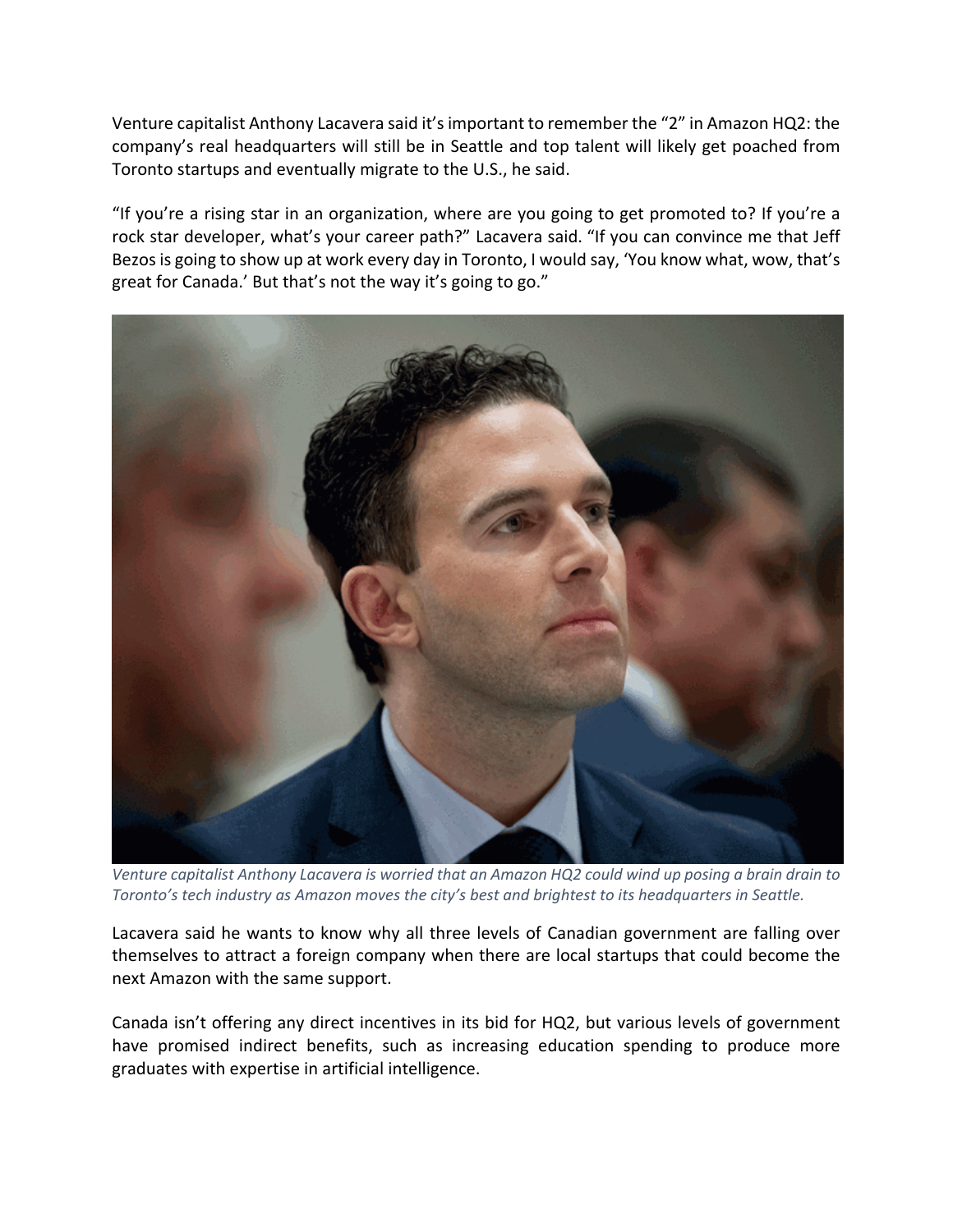Venture capitalist Anthony Lacavera said it's important to remember the "2" in Amazon HQ2: the company's real headquarters will still be in Seattle and top talent will likely get poached from Toronto startups and eventually migrate to the U.S., he said.

"If you're a rising star in an organization, where are you going to get promoted to? If you're a rock star developer, what's your career path?" Lacavera said. "If you can convince me that Jeff Bezos is going to show up at work every day in Toronto, I would say, 'You know what, wow, that's great for Canada.' But that's not the way it's going to go."

*Venture capitalist Anthony Lacavera is worried that an Amazon HQ2 could wind up posing a brain drain to Toronto's tech industry as Amazon moves the city's best and brightest to its headquarters in Seattle.*

Lacavera said he wants to know why all three levels of Canadian government are falling over themselves to attract a foreign company when there are local startups that could become the next Amazon with the same support.

Canada isn't offering any direct incentives in its bid for HQ2, but various levels of government have promised indirect benefits, such as increasing education spending to produce more graduates with expertise in artificial intelligence.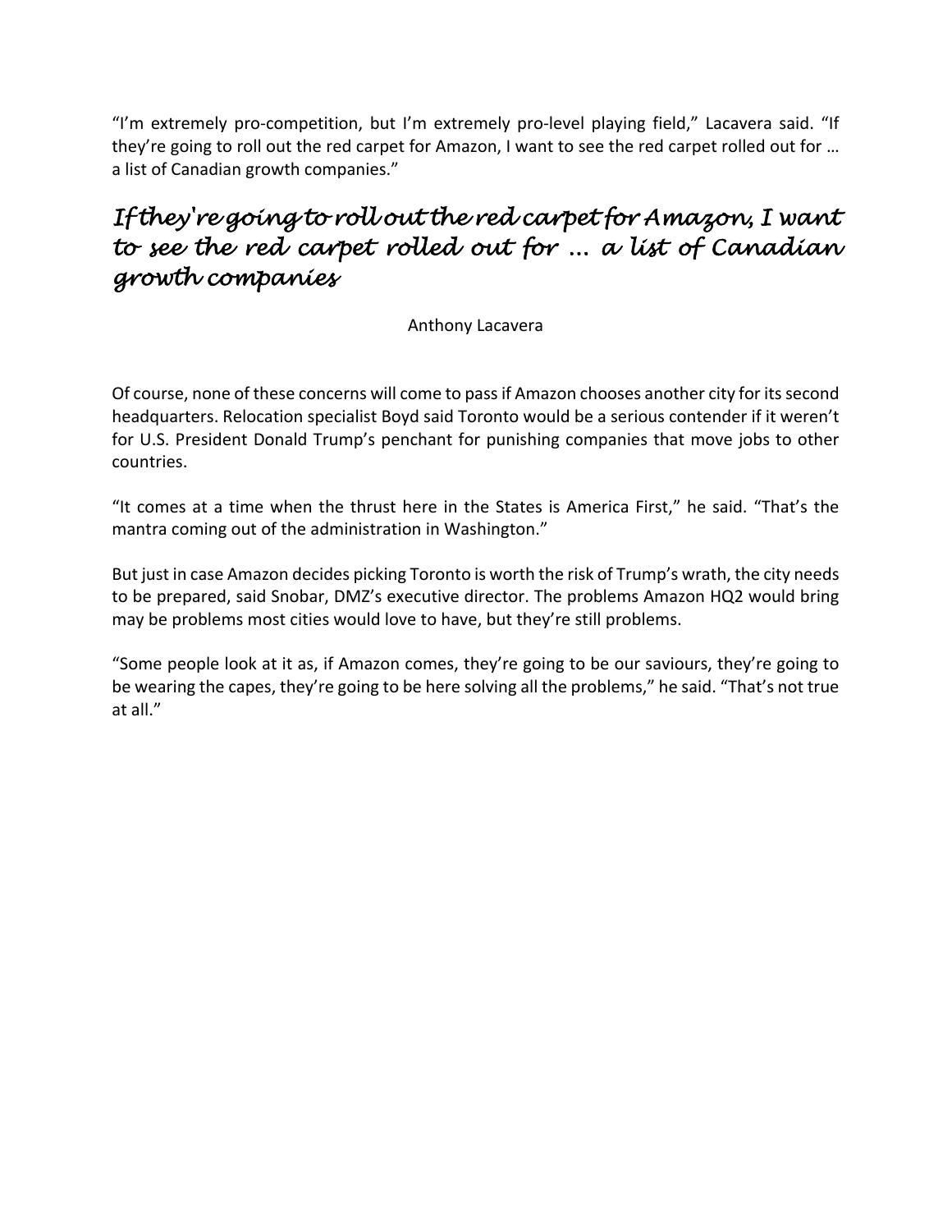"I'm extremely pro-competition, but I'm extremely pro-level playing field," Lacavera said. "If they're going to roll out the red carpet for Amazon, I want to see the red carpet rolled out for … a list of Canadian growth companies."

> *If they're going to roll out the red carpet for Amazon, I want to see the red carpet rolled out for … a list of Canadian growth companies*
>
> Anthony Lacavera

Of course, none of these concerns will come to pass if Amazon chooses another city for its second headquarters. Relocation specialist Boyd said Toronto would be a serious contender if it weren't for U.S. President Donald Trump's penchant for punishing companies that move jobs to other countries.

"It comes at a time when the thrust here in the States is America First," he said. "That's the mantra coming out of the administration in Washington."

But just in case Amazon decides picking Toronto is worth the risk of Trump's wrath, the city needs to be prepared, said Snobar, DMZ's executive director. The problems Amazon HQ2 would bring may be problems most cities would love to have, but they're still problems.

"Some people look at it as, if Amazon comes, they're going to be our saviours, they're going to be wearing the capes, they're going to be here solving all the problems," he said. "That's not true at all."